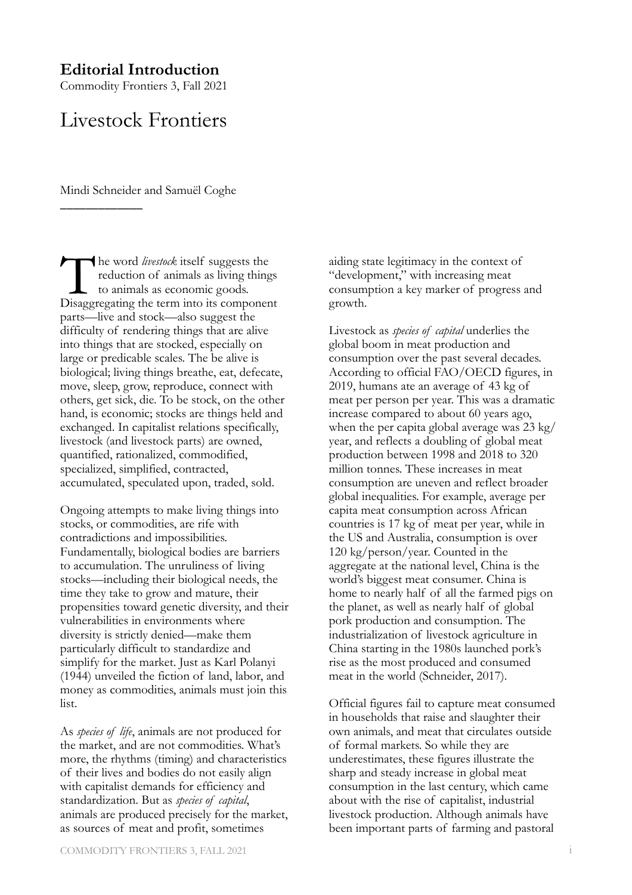**Editorial Introduction**

Commodity Frontiers 3, Fall 2021

# Livestock Frontiers

Mindi Schneider and Samuël Coghe

The word *livestock* itself suggests the reduction of animals as living things to animals as economic goods. Disaggregating the term into its component parts—live and stock—also suggest the difficulty of rendering things that are alive into things that are stocked, especially on large or predicable scales. The be alive is biological; living things breathe, eat, defecate, move, sleep, grow, reproduce, connect with others, get sick, die. To be stock, on the other hand, is economic; stocks are things held and exchanged. In capitalist relations specifically, livestock (and livestock parts) are owned, quantified, rationalized, commodified, specialized, simplified, contracted, accumulated, speculated upon, traded, sold.

Ongoing attempts to make living things into stocks, or commodities, are rife with contradictions and impossibilities. Fundamentally, biological bodies are barriers to accumulation. The unruliness of living stocks—including their biological needs, the time they take to grow and mature, their propensities toward genetic diversity, and their vulnerabilities in environments where diversity is strictly denied—make them particularly difficult to standardize and simplify for the market. Just as Karl Polanyi (1944) unveiled the fiction of land, labor, and money as commodities, animals must join this list.

As *species of life*, animals are not produced for the market, and are not commodities. What's more, the rhythms (timing) and characteristics of their lives and bodies do not easily align with capitalist demands for efficiency and standardization. But as *species of capital*, animals are produced precisely for the market, as sources of meat and profit, sometimes aiding state legitimacy in the context of "development," with increasing meat consumption a key marker of progress and growth.

Livestock as *species of capital* underlies the global boom in meat production and consumption over the past several decades. According to official FAO/OECD figures, in 2019, humans ate an average of 43 kg of meat per person per year. This was a dramatic increase compared to about 60 years ago, when the per capita global average was 23 kg/year, and reflects a doubling of global meat production between 1998 and 2018 to 320 million tonnes. These increases in meat consumption are uneven and reflect broader global inequalities. For example, average per capita meat consumption across African countries is 17 kg of meat per year, while in the US and Australia, consumption is over 120 kg/person/year. Counted in the aggregate at the national level, China is the world's biggest meat consumer. China is home to nearly half of all the farmed pigs on the planet, as well as nearly half of global pork production and consumption. The industrialization of livestock agriculture in China starting in the 1980s launched pork's rise as the most produced and consumed meat in the world (Schneider, 2017).

Official figures fail to capture meat consumed in households that raise and slaughter their own animals, and meat that circulates outside of formal markets. So while they are underestimates, these figures illustrate the sharp and steady increase in global meat consumption in the last century, which came about with the rise of capitalist, industrial livestock production. Although animals have been important parts of farming and pastoral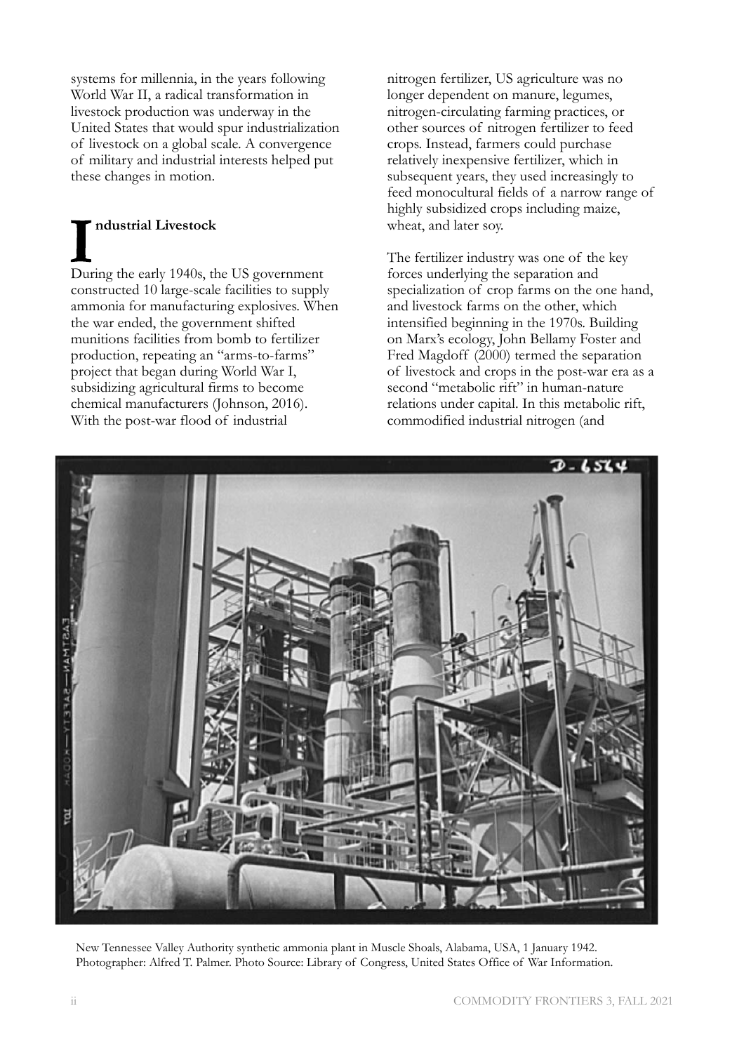systems for millennia, in the years following World War II, a radical transformation in livestock production was underway in the United States that would spur industrialization of livestock on a global scale. A convergence of military and industrial interests helped put these changes in motion.

## Industrial Livestock

During the early 1940s, the US government constructed 10 large-scale facilities to supply ammonia for manufacturing explosives. When the war ended, the government shifted munitions facilities from bomb to fertilizer production, repeating an "arms-to-farms" project that began during World War I, subsidizing agricultural firms to become chemical manufacturers (Johnson, 2016). With the post-war flood of industrial nitrogen fertilizer, US agriculture was no longer dependent on manure, legumes, nitrogen-circulating farming practices, or other sources of nitrogen fertilizer to feed crops. Instead, farmers could purchase relatively inexpensive fertilizer, which in subsequent years, they used increasingly to feed monocultural fields of a narrow range of highly subsidized crops including maize, wheat, and later soy.

The fertilizer industry was one of the key forces underlying the separation and specialization of crop farms on the one hand, and livestock farms on the other, which intensified beginning in the 1970s. Building on Marx's ecology, John Bellamy Foster and Fred Magdoff (2000) termed the separation of livestock and crops in the post-war era as a second "metabolic rift" in human-nature relations under capital. In this metabolic rift, commodified industrial nitrogen (and

New Tennessee Valley Authority synthetic ammonia plant in Muscle Shoals, Alabama, USA, 1 January 1942. Photographer: Alfred T. Palmer. Photo Source: Library of Congress, United States Office of War Information.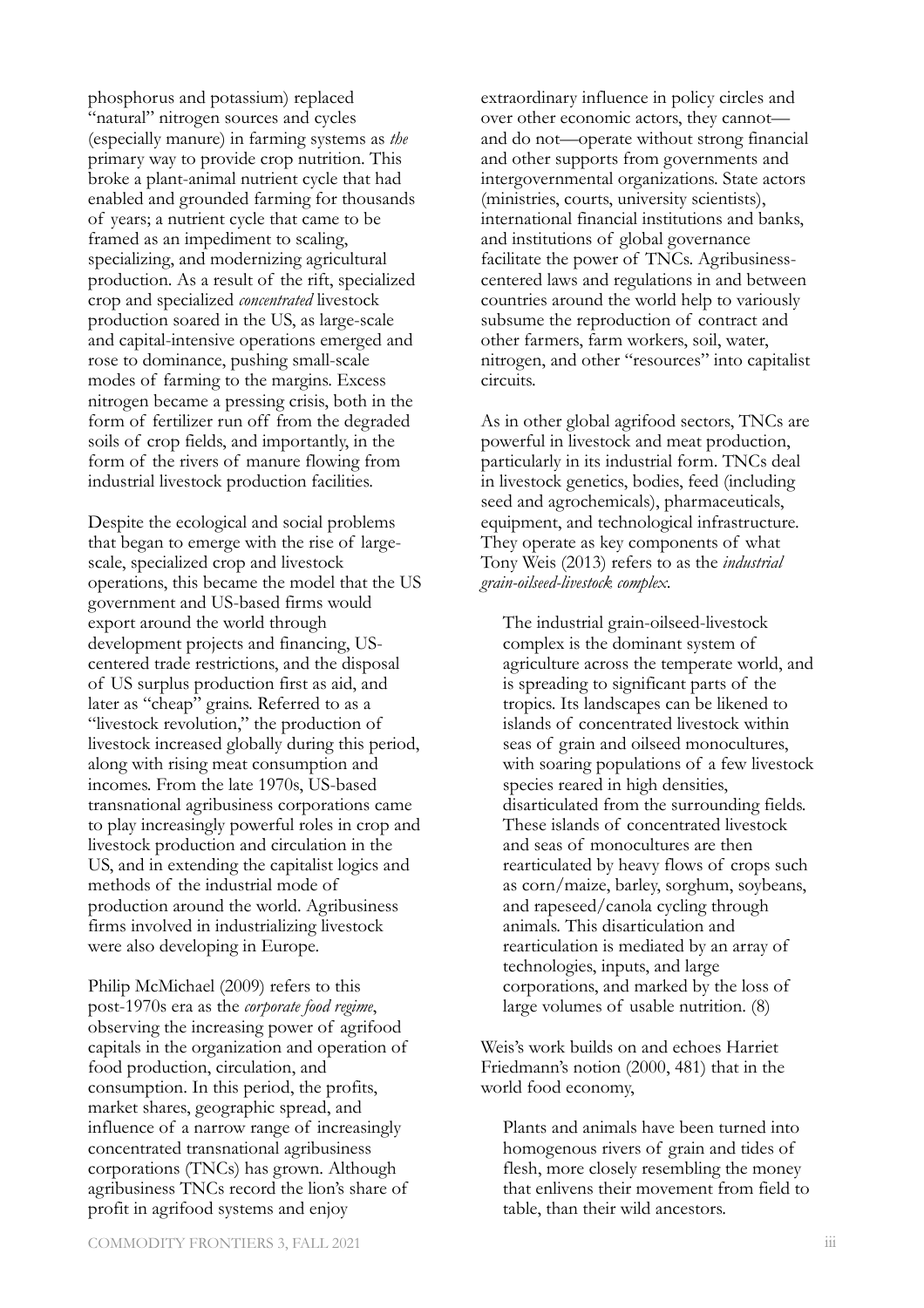phosphorus and potassium) replaced "natural" nitrogen sources and cycles (especially manure) in farming systems as *the* primary way to provide crop nutrition. This broke a plant-animal nutrient cycle that had enabled and grounded farming for thousands of years; a nutrient cycle that came to be framed as an impediment to scaling, specializing, and modernizing agricultural production. As a result of the rift, specialized crop and specialized *concentrated* livestock production soared in the US, as large-scale and capital-intensive operations emerged and rose to dominance, pushing small-scale modes of farming to the margins. Excess nitrogen became a pressing crisis, both in the form of fertilizer run off from the degraded soils of crop fields, and importantly, in the form of the rivers of manure flowing from industrial livestock production facilities.

Despite the ecological and social problems that began to emerge with the rise of large-scale, specialized crop and livestock operations, this became the model that the US government and US-based firms would export around the world through development projects and financing, US-centered trade restrictions, and the disposal of US surplus production first as aid, and later as "cheap" grains. Referred to as a "livestock revolution," the production of livestock increased globally during this period, along with rising meat consumption and incomes. From the late 1970s, US-based transnational agribusiness corporations came to play increasingly powerful roles in crop and livestock production and circulation in the US, and in extending the capitalist logics and methods of the industrial mode of production around the world. Agribusiness firms involved in industrializing livestock were also developing in Europe.

Philip McMichael (2009) refers to this post-1970s era as the *corporate food regime*, observing the increasing power of agrifood capitals in the organization and operation of food production, circulation, and consumption. In this period, the profits, market shares, geographic spread, and influence of a narrow range of increasingly concentrated transnational agribusiness corporations (TNCs) has grown. Although agribusiness TNCs record the lion's share of profit in agrifood systems and enjoy extraordinary influence in policy circles and over other economic actors, they cannot—and do not—operate without strong financial and other supports from governments and intergovernmental organizations. State actors (ministries, courts, university scientists), international financial institutions and banks, and institutions of global governance facilitate the power of TNCs. Agribusiness-centered laws and regulations in and between countries around the world help to variously subsume the reproduction of contract and other farmers, farm workers, soil, water, nitrogen, and other "resources" into capitalist circuits.

As in other global agrifood sectors, TNCs are powerful in livestock and meat production, particularly in its industrial form. TNCs deal in livestock genetics, bodies, feed (including seed and agrochemicals), pharmaceuticals, equipment, and technological infrastructure. They operate as key components of what Tony Weis (2013) refers to as the *industrial grain-oilseed-livestock complex*.

> The industrial grain-oilseed-livestock complex is the dominant system of agriculture across the temperate world, and is spreading to significant parts of the tropics. Its landscapes can be likened to islands of concentrated livestock within seas of grain and oilseed monocultures, with soaring populations of a few livestock species reared in high densities, disarticulated from the surrounding fields. These islands of concentrated livestock and seas of monocultures are then rearticulated by heavy flows of crops such as corn/maize, barley, sorghum, soybeans, and rapeseed/canola cycling through animals. This disarticulation and rearticulation is mediated by an array of technologies, inputs, and large corporations, and marked by the loss of large volumes of usable nutrition. (8)

Weis's work builds on and echoes Harriet Friedmann's notion (2000, 481) that in the world food economy,

> Plants and animals have been turned into homogenous rivers of grain and tides of flesh, more closely resembling the money that enlivens their movement from field to table, than their wild ancestors.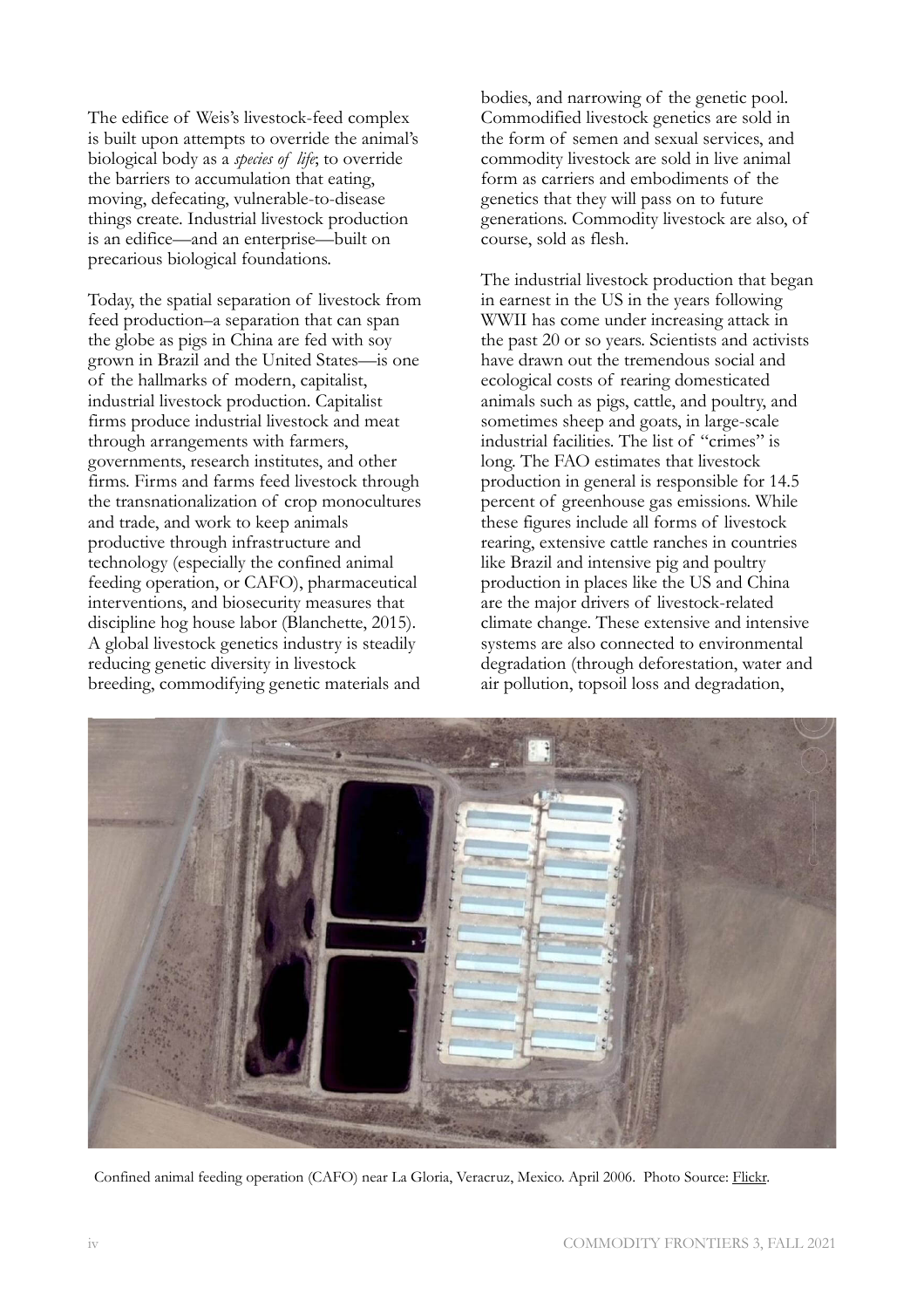The edifice of Weis's livestock-feed complex is built upon attempts to override the animal's biological body as a *species of life*; to override the barriers to accumulation that eating, moving, defecating, vulnerable-to-disease things create. Industrial livestock production is an edifice—and an enterprise—built on precarious biological foundations.

Today, the spatial separation of livestock from feed production–a separation that can span the globe as pigs in China are fed with soy grown in Brazil and the United States—is one of the hallmarks of modern, capitalist, industrial livestock production. Capitalist firms produce industrial livestock and meat through arrangements with farmers, governments, research institutes, and other firms. Firms and farms feed livestock through the transnationalization of crop monocultures and trade, and work to keep animals productive through infrastructure and technology (especially the confined animal feeding operation, or CAFO), pharmaceutical interventions, and biosecurity measures that discipline hog house labor (Blanchette, 2015). A global livestock genetics industry is steadily reducing genetic diversity in livestock breeding, commodifying genetic materials and bodies, and narrowing of the genetic pool. Commodified livestock genetics are sold in the form of semen and sexual services, and commodity livestock are sold in live animal form as carriers and embodiments of the genetics that they will pass on to future generations. Commodity livestock are also, of course, sold as flesh.

The industrial livestock production that began in earnest in the US in the years following WWII has come under increasing attack in the past 20 or so years. Scientists and activists have drawn out the tremendous social and ecological costs of rearing domesticated animals such as pigs, cattle, and poultry, and sometimes sheep and goats, in large-scale industrial facilities. The list of "crimes" is long. The FAO estimates that livestock production in general is responsible for 14.5 percent of greenhouse gas emissions. While these figures include all forms of livestock rearing, extensive cattle ranches in countries like Brazil and intensive pig and poultry production in places like the US and China are the major drivers of livestock-related climate change. These extensive and intensive systems are also connected to environmental degradation (through deforestation, water and air pollution, topsoil loss and degradation,

Confined animal feeding operation (CAFO) near La Gloria, Veracruz, Mexico. April 2006. Photo Source: Flickr.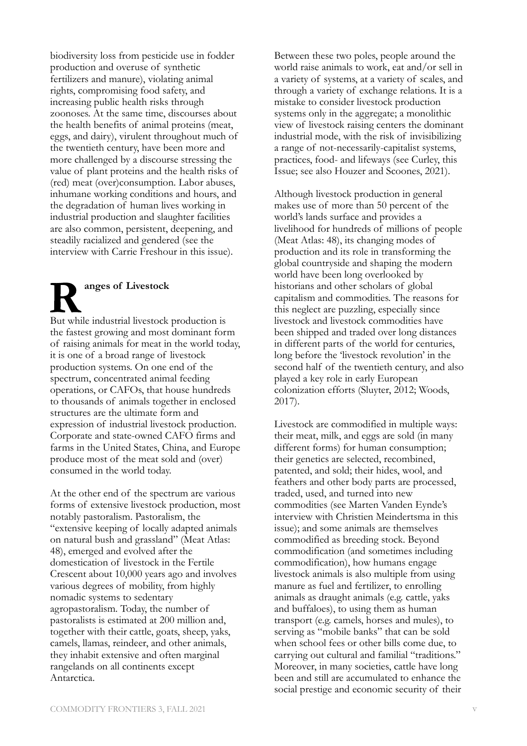biodiversity loss from pesticide use in fodder production and overuse of synthetic fertilizers and manure), violating animal rights, compromising food safety, and increasing public health risks through zoonoses. At the same time, discourses about the health benefits of animal proteins (meat, eggs, and dairy), virulent throughout much of the twentieth century, have been more and more challenged by a discourse stressing the value of plant proteins and the health risks of (red) meat (over)consumption. Labor abuses, inhumane working conditions and hours, and the degradation of human lives working in industrial production and slaughter facilities are also common, persistent, deepening, and steadily racialized and gendered (see the interview with Carrie Freshour in this issue).

## Ranges of Livestock

But while industrial livestock production is the fastest growing and most dominant form of raising animals for meat in the world today, it is one of a broad range of livestock production systems. On one end of the spectrum, concentrated animal feeding operations, or CAFOs, that house hundreds to thousands of animals together in enclosed structures are the ultimate form and expression of industrial livestock production. Corporate and state-owned CAFO firms and farms in the United States, China, and Europe produce most of the meat sold and (over) consumed in the world today.

At the other end of the spectrum are various forms of extensive livestock production, most notably pastoralism. Pastoralism, the "extensive keeping of locally adapted animals on natural bush and grassland" (Meat Atlas: 48), emerged and evolved after the domestication of livestock in the Fertile Crescent about 10,000 years ago and involves various degrees of mobility, from highly nomadic systems to sedentary agropastoralism. Today, the number of pastoralists is estimated at 200 million and, together with their cattle, goats, sheep, yaks, camels, llamas, reindeer, and other animals, they inhabit extensive and often marginal rangelands on all continents except Antarctica.

Between these two poles, people around the world raise animals to work, eat and/or sell in a variety of systems, at a variety of scales, and through a variety of exchange relations. It is a mistake to consider livestock production systems only in the aggregate; a monolithic view of livestock raising centers the dominant industrial mode, with the risk of invisibilizing a range of not-necessarily-capitalist systems, practices, food- and lifeways (see Curley, this Issue; see also Houzer and Scoones, 2021).

Although livestock production in general makes use of more than 50 percent of the world's lands surface and provides a livelihood for hundreds of millions of people (Meat Atlas: 48), its changing modes of production and its role in transforming the global countryside and shaping the modern world have been long overlooked by historians and other scholars of global capitalism and commodities. The reasons for this neglect are puzzling, especially since livestock and livestock commodities have been shipped and traded over long distances in different parts of the world for centuries, long before the 'livestock revolution' in the second half of the twentieth century, and also played a key role in early European colonization efforts (Sluyter, 2012; Woods, 2017).

Livestock are commodified in multiple ways: their meat, milk, and eggs are sold (in many different forms) for human consumption; their genetics are selected, recombined, patented, and sold; their hides, wool, and feathers and other body parts are processed, traded, used, and turned into new commodities (see Marten Vanden Eynde's interview with Christien Meindertsma in this issue); and some animals are themselves commodified as breeding stock. Beyond commodification (and sometimes including commodification), how humans engage livestock animals is also multiple from using manure as fuel and fertilizer, to enrolling animals as draught animals (e.g. cattle, yaks and buffaloes), to using them as human transport (e.g. camels, horses and mules), to serving as "mobile banks" that can be sold when school fees or other bills come due, to carrying out cultural and familial "traditions." Moreover, in many societies, cattle have long been and still are accumulated to enhance the social prestige and economic security of their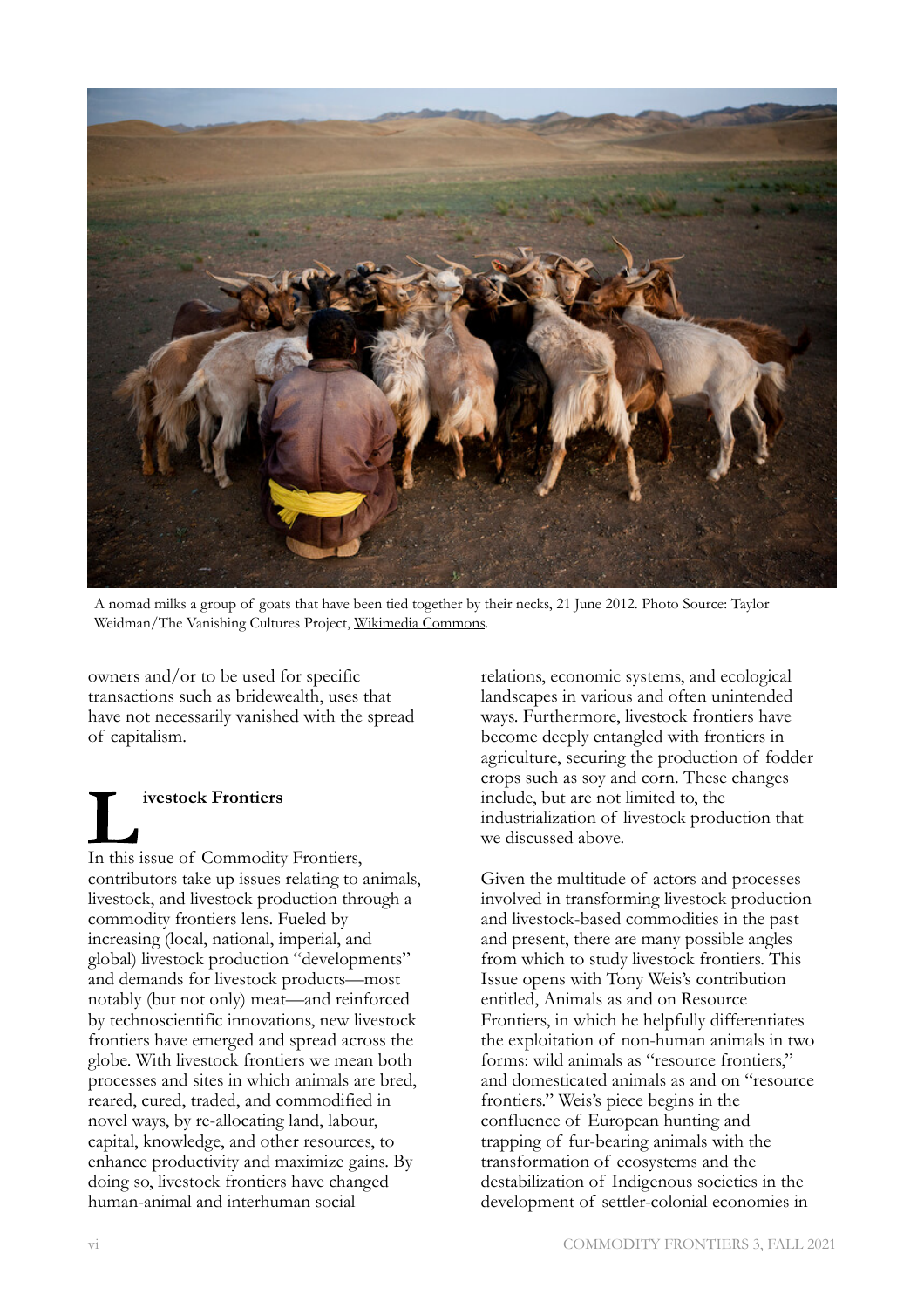A nomad milks a group of goats that have been tied together by their necks, 21 June 2012. Photo Source: Taylor Weidman/The Vanishing Cultures Project, Wikimedia Commons.

owners and/or to be used for specific transactions such as bridewealth, uses that have not necessarily vanished with the spread of capitalism.

## Livestock Frontiers

In this issue of Commodity Frontiers, contributors take up issues relating to animals, livestock, and livestock production through a commodity frontiers lens. Fueled by increasing (local, national, imperial, and global) livestock production "developments" and demands for livestock products—most notably (but not only) meat—and reinforced by technoscientific innovations, new livestock frontiers have emerged and spread across the globe. With livestock frontiers we mean both processes and sites in which animals are bred, reared, cured, traded, and commodified in novel ways, by re-allocating land, labour, capital, knowledge, and other resources, to enhance productivity and maximize gains. By doing so, livestock frontiers have changed human-animal and interhuman social relations, economic systems, and ecological landscapes in various and often unintended ways. Furthermore, livestock frontiers have become deeply entangled with frontiers in agriculture, securing the production of fodder crops such as soy and corn. These changes include, but are not limited to, the industrialization of livestock production that we discussed above.

Given the multitude of actors and processes involved in transforming livestock production and livestock-based commodities in the past and present, there are many possible angles from which to study livestock frontiers. This Issue opens with Tony Weis's contribution entitled, Animals as and on Resource Frontiers, in which he helpfully differentiates the exploitation of non-human animals in two forms: wild animals as "resource frontiers," and domesticated animals as and on "resource frontiers." Weis's piece begins in the confluence of European hunting and trapping of fur-bearing animals with the transformation of ecosystems and the destabilization of Indigenous societies in the development of settler-colonial economies in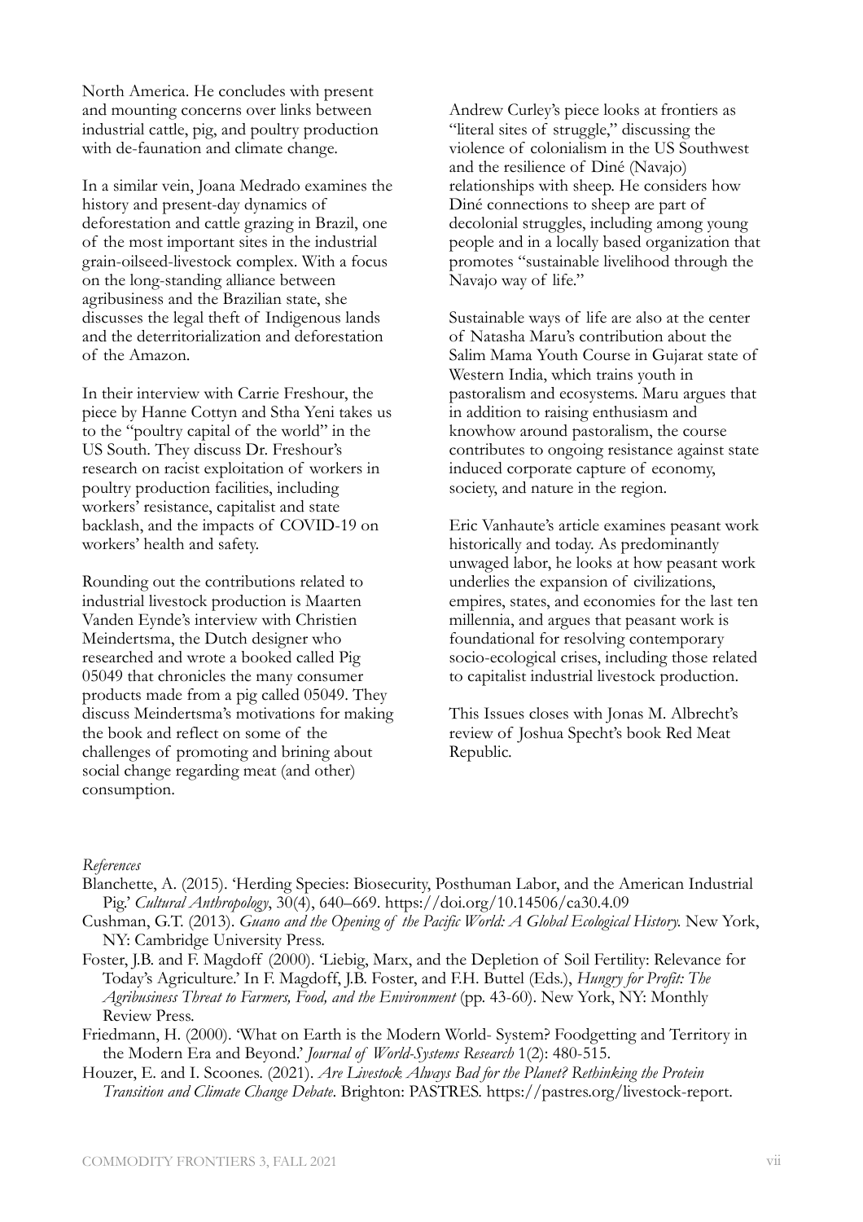North America. He concludes with present and mounting concerns over links between industrial cattle, pig, and poultry production with de-faunation and climate change.

In a similar vein, Joana Medrado examines the history and present-day dynamics of deforestation and cattle grazing in Brazil, one of the most important sites in the industrial grain-oilseed-livestock complex. With a focus on the long-standing alliance between agribusiness and the Brazilian state, she discusses the legal theft of Indigenous lands and the deterritorialization and deforestation of the Amazon.

In their interview with Carrie Freshour, the piece by Hanne Cottyn and Stha Yeni takes us to the "poultry capital of the world" in the US South. They discuss Dr. Freshour's research on racist exploitation of workers in poultry production facilities, including workers' resistance, capitalist and state backlash, and the impacts of COVID-19 on workers' health and safety.

Rounding out the contributions related to industrial livestock production is Maarten Vanden Eynde's interview with Christien Meindertsma, the Dutch designer who researched and wrote a booked called Pig 05049 that chronicles the many consumer products made from a pig called 05049. They discuss Meindertsma's motivations for making the book and reflect on some of the challenges of promoting and brining about social change regarding meat (and other) consumption.

Andrew Curley's piece looks at frontiers as "literal sites of struggle," discussing the violence of colonialism in the US Southwest and the resilience of Diné (Navajo) relationships with sheep. He considers how Diné connections to sheep are part of decolonial struggles, including among young people and in a locally based organization that promotes "sustainable livelihood through the Navajo way of life."

Sustainable ways of life are also at the center of Natasha Maru's contribution about the Salim Mama Youth Course in Gujarat state of Western India, which trains youth in pastoralism and ecosystems. Maru argues that in addition to raising enthusiasm and knowhow around pastoralism, the course contributes to ongoing resistance against state induced corporate capture of economy, society, and nature in the region.

Eric Vanhaute's article examines peasant work historically and today. As predominantly unwaged labor, he looks at how peasant work underlies the expansion of civilizations, empires, states, and economies for the last ten millennia, and argues that peasant work is foundational for resolving contemporary socio-ecological crises, including those related to capitalist industrial livestock production.

This Issues closes with Jonas M. Albrecht's review of Joshua Specht's book Red Meat Republic.

*References*

Blanchette, A. (2015). 'Herding Species: Biosecurity, Posthuman Labor, and the American Industrial Pig.' *Cultural Anthropology*, 30(4), 640–669. https://doi.org/10.14506/ca30.4.09

Cushman, G.T. (2013). *Guano and the Opening of the Pacific World: A Global Ecological History.* New York, NY: Cambridge University Press.

Foster, J.B. and F. Magdoff (2000). 'Liebig, Marx, and the Depletion of Soil Fertility: Relevance for Today's Agriculture.' In F. Magdoff, J.B. Foster, and F.H. Buttel (Eds.), *Hungry for Profit: The Agribusiness Threat to Farmers, Food, and the Environment* (pp. 43-60). New York, NY: Monthly Review Press.

Friedmann, H. (2000). 'What on Earth is the Modern World- System? Foodgetting and Territory in the Modern Era and Beyond.' *Journal of World-Systems Research* 1(2): 480-515.

Houzer, E. and I. Scoones. (2021). *Are Livestock Always Bad for the Planet? Rethinking the Protein Transition and Climate Change Debate*. Brighton: PASTRES. https://pastres.org/livestock-report.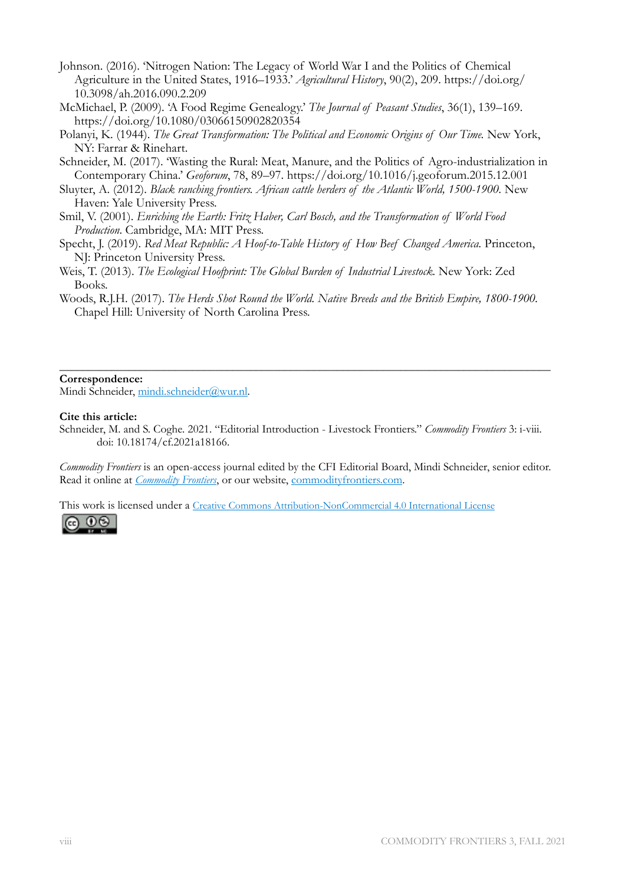Johnson. (2016). 'Nitrogen Nation: The Legacy of World War I and the Politics of Chemical Agriculture in the United States, 1916–1933.' *Agricultural History*, 90(2), 209. https://doi.org/10.3098/ah.2016.090.2.209

McMichael, P. (2009). 'A Food Regime Genealogy.' *The Journal of Peasant Studies*, 36(1), 139–169. https://doi.org/10.1080/03066150902820354

Polanyi, K. (1944). *The Great Transformation: The Political and Economic Origins of Our Time.* New York, NY: Farrar & Rinehart.

Schneider, M. (2017). 'Wasting the Rural: Meat, Manure, and the Politics of Agro-industrialization in Contemporary China.' *Geoforum*, 78, 89–97. https://doi.org/10.1016/j.geoforum.2015.12.001

Sluyter, A. (2012). *Black ranching frontiers. African cattle herders of the Atlantic World, 1500-1900.* New Haven: Yale University Press.

Smil, V. (2001). *Enriching the Earth: Fritz Haber, Carl Bosch, and the Transformation of World Food Production.* Cambridge, MA: MIT Press.

Specht, J. (2019). *Red Meat Republic: A Hoof-to-Table History of How Beef Changed America.* Princeton, NJ: Princeton University Press.

Weis, T. (2013). *The Ecological Hoofprint: The Global Burden of Industrial Livestock.* New York: Zed Books.

Woods, R.J.H. (2017). *The Herds Shot Round the World. Native Breeds and the British Empire, 1800-1900.* Chapel Hill: University of North Carolina Press.

---

**Correspondence:**
Mindi Schneider, mindi.schneider@wur.nl.

**Cite this article:**
Schneider, M. and S. Coghe. 2021. "Editorial Introduction - Livestock Frontiers." *Commodity Frontiers* 3: i-viii. doi: 10.18174/cf.2021a18166.

*Commodity Frontiers* is an open-access journal edited by the CFI Editorial Board, Mindi Schneider, senior editor. Read it online at *Commodity Frontiers*, or our website, commodityfrontiers.com.

This work is licensed under a Creative Commons Attribution-NonCommercial 4.0 International License